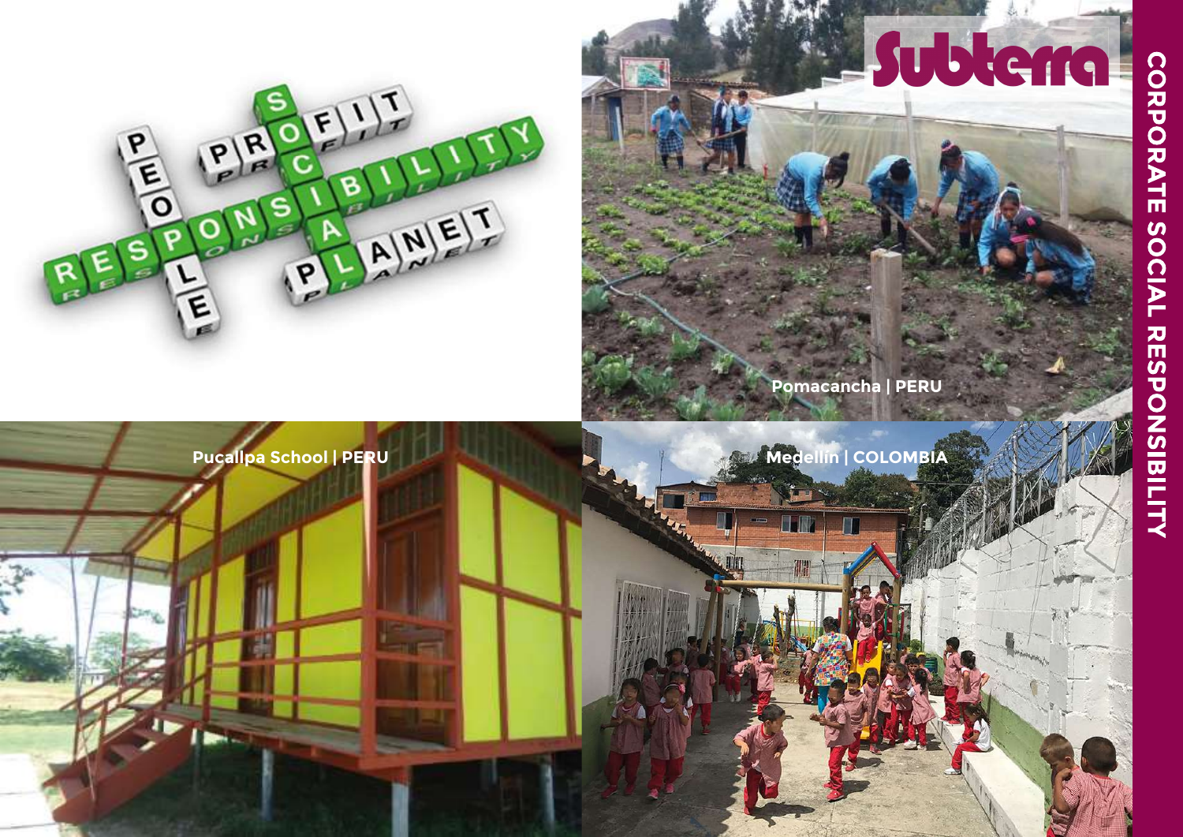# CORPORATE SOCIAL RESPONSIBILITY

Subterra

Pomacancha | PERU

Pucallpa School | PERU

Medellin | COLOMBIA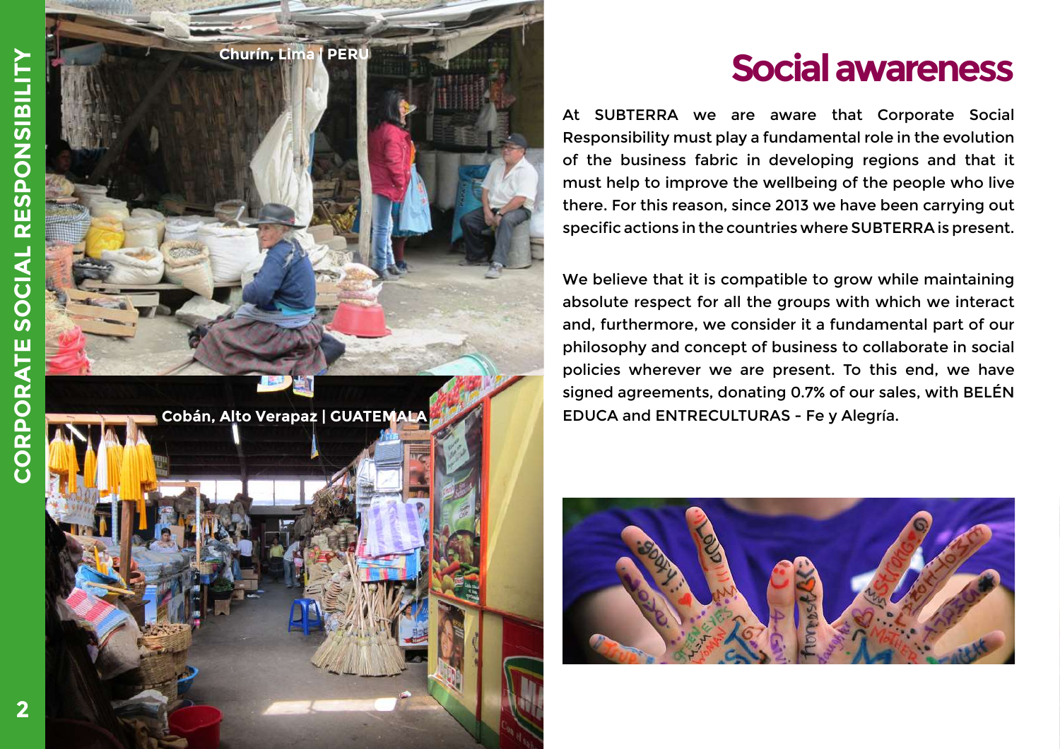# Social awareness

At SUBTERRA we are aware that Corporate Social Responsibility must play a fundamental role in the evolution of the business fabric in developing regions and that it must help to improve the wellbeing of the people who live there. For this reason, since 2013 we have been carrying out specific actions in the countries where SUBTERRA is present.

We believe that it is compatible to grow while maintaining absolute respect for all the groups with which we interact and, furthermore, we consider it a fundamental part of our philosophy and concept of business to collaborate in social policies wherever we are present. To this end, we have signed agreements, donating 0.7% of our sales, with BELÉN EDUCA and ENTRECULTURAS - Fe y Alegría.

Churín, Lima | PERU

Cobán, Alto Verapaz | GUATEMALA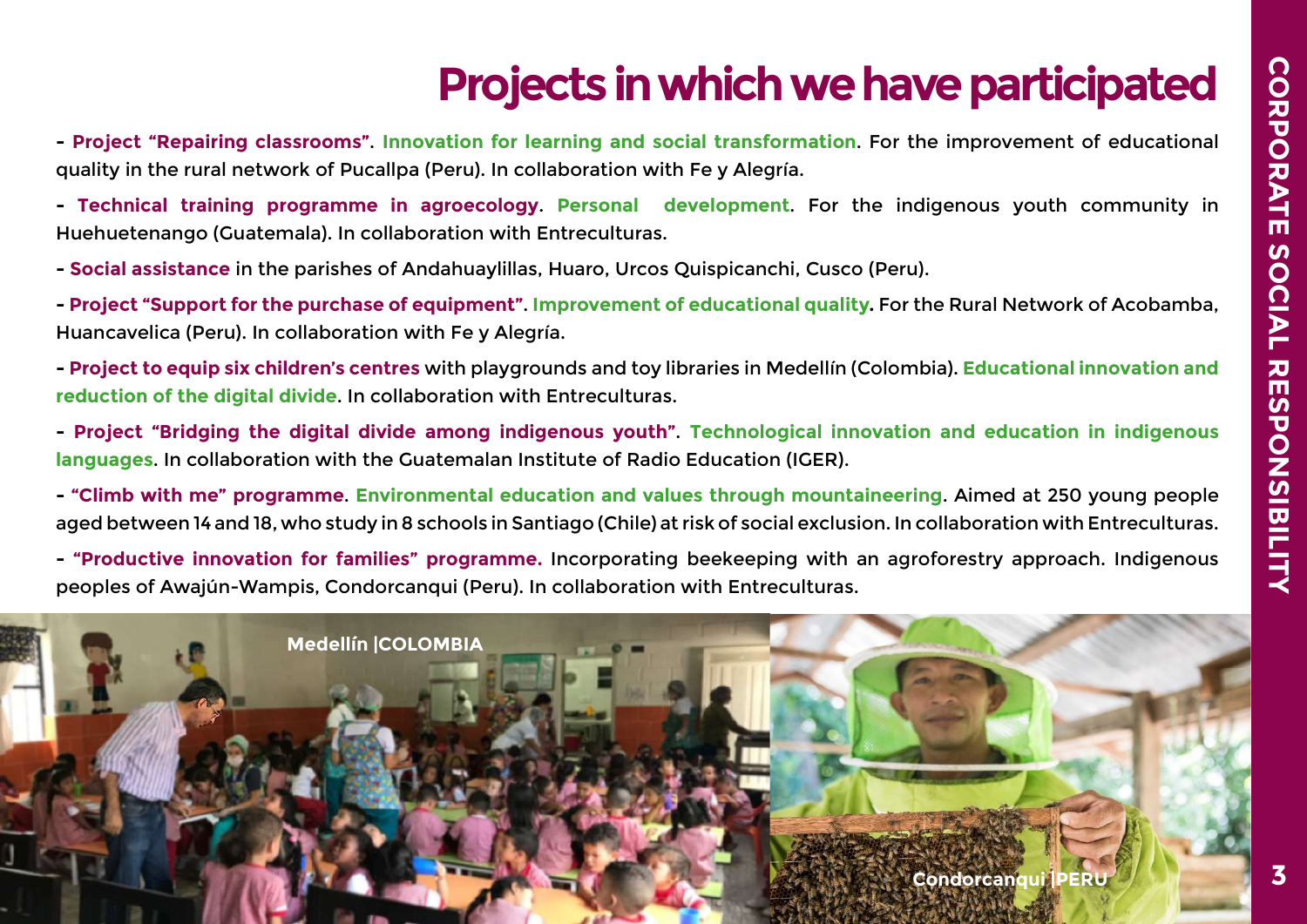# Projects in which we have participated

- **Project "Repairing classrooms"**. **Innovation for learning and social transformation**. For the improvement of educational quality in the rural network of Pucallpa (Peru). In collaboration with Fe y Alegría.
- **Technical training programme in agroecology**. **Personal development**. For the indigenous youth community in Huehuetenango (Guatemala). In collaboration with Entreculturas.
- **Social assistance** in the parishes of Andahuaylillas, Huaro, Urcos Quispicanchi, Cusco (Peru).
- **Project "Support for the purchase of equipment"**. **Improvement of educational quality.** For the Rural Network of Acobamba, Huancavelica (Peru). In collaboration with Fe y Alegría.
- **Project to equip six children's centres** with playgrounds and toy libraries in Medellín (Colombia). **Educational innovation and reduction of the digital divide**. In collaboration with Entreculturas.
- **Project "Bridging the digital divide among indigenous youth"**. **Technological innovation and education in indigenous languages**. In collaboration with the Guatemalan Institute of Radio Education (IGER).
- **"Climb with me" programme**. **Environmental education and values through mountaineering**. Aimed at 250 young people aged between 14 and 18, who study in 8 schools in Santiago (Chile) at risk of social exclusion. In collaboration with Entreculturas.
- **"Productive innovation for families" programme.** Incorporating beekeeping with an agroforestry approach. Indigenous peoples of Awajún-Wampis, Condorcanqui (Peru). In collaboration with Entreculturas.

Medellín | COLOMBIA

Condorcanqui | PERU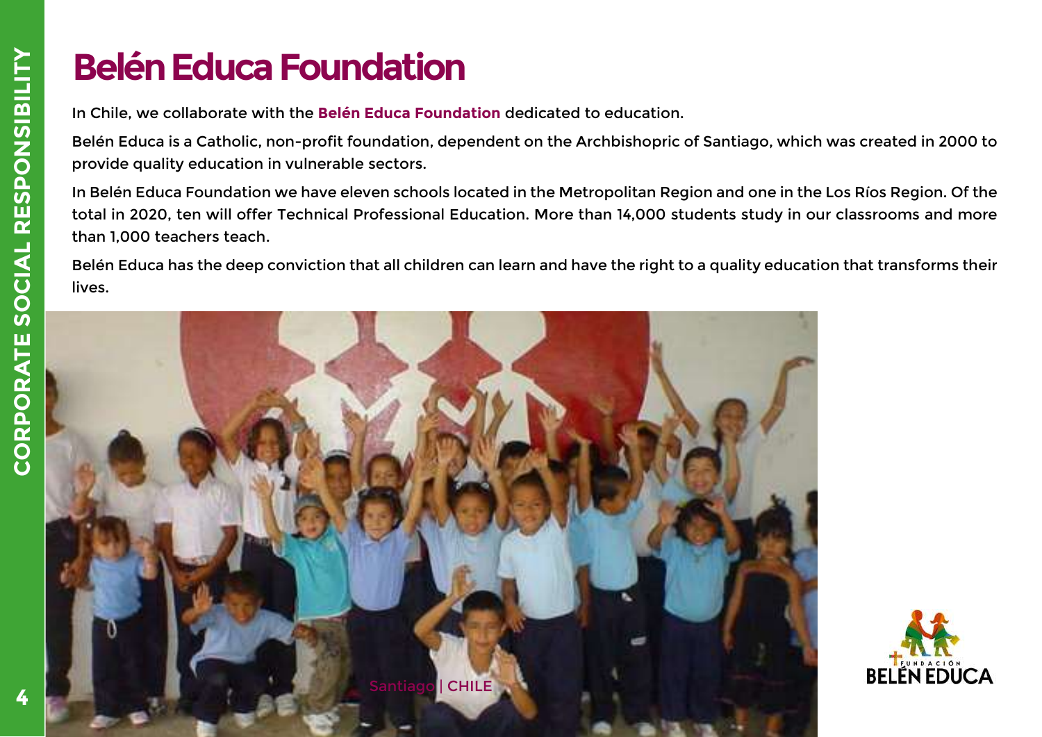# Belén Educa Foundation

In Chile, we collaborate with the **Belén Educa Foundation** dedicated to education.

Belén Educa is a Catholic, non-profit foundation, dependent on the Archbishopric of Santiago, which was created in 2000 to provide quality education in vulnerable sectors.

In Belén Educa Foundation we have eleven schools located in the Metropolitan Region and one in the Los Ríos Region. Of the total in 2020, ten will offer Technical Professional Education. More than 14,000 students study in our classrooms and more than 1,000 teachers teach.

Belén Educa has the deep conviction that all children can learn and have the right to a quality education that transforms their lives.

Santiago | CHILE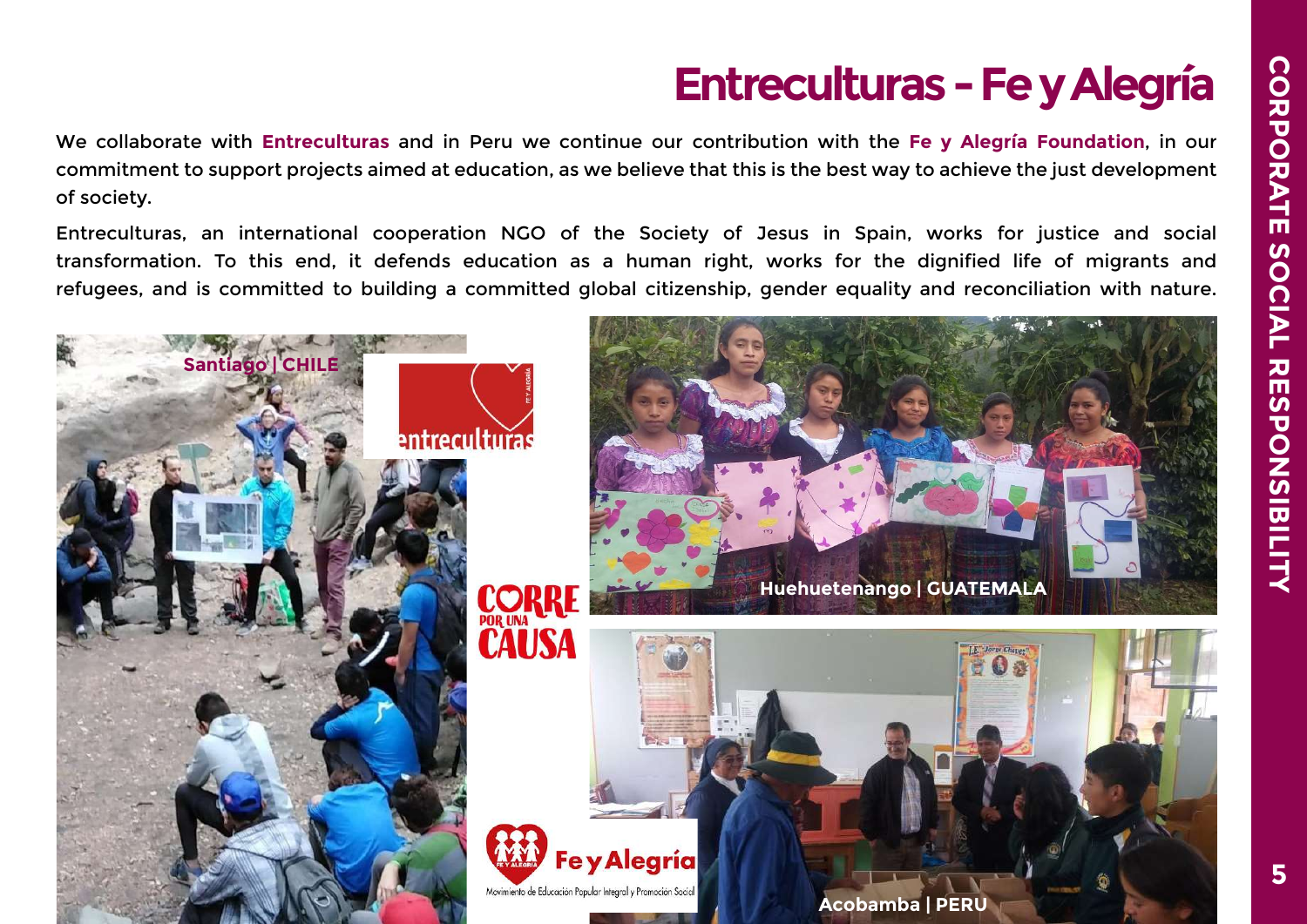# Entreculturas - Fe y Alegría

We collaborate with **Entreculturas** and in Peru we continue our contribution with the **Fe y Alegría Foundation**, in our commitment to support projects aimed at education, as we believe that this is the best way to achieve the just development of society.

Entreculturas, an international cooperation NGO of the Society of Jesus in Spain, works for justice and social transformation. To this end, it defends education as a human right, works for the dignified life of migrants and refugees, and is committed to building a committed global citizenship, gender equality and reconciliation with nature.

Santiago | CHILE

Huehuetenango | GUATEMALA

Acobamba | PERU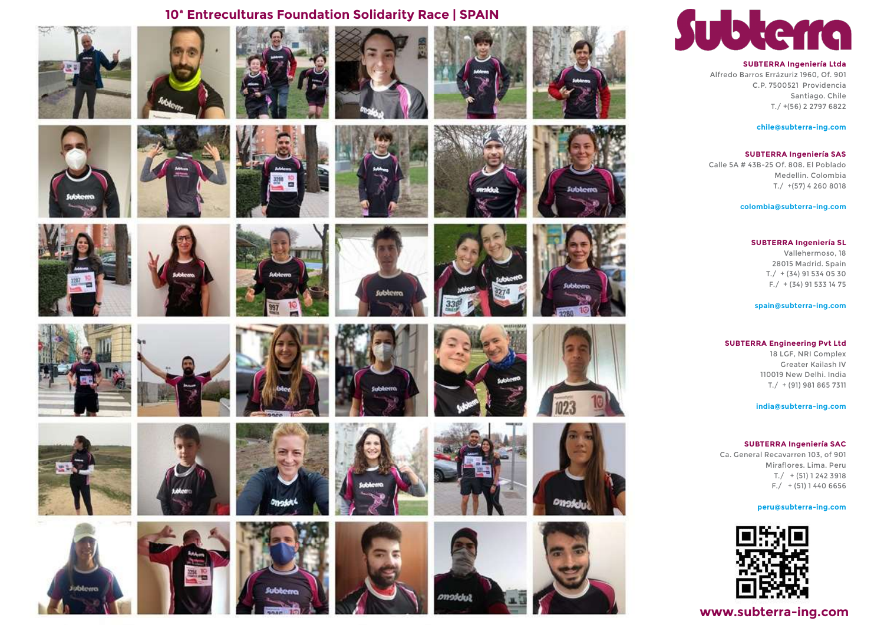# 10ª Entreculturas Foundation Solidarity Race | SPAIN

Subterra

**SUBTERRA Ingeniería Ltda**
Alfredo Barros Errázuriz 1960, Of. 901
C.P. 7500521 Providencia
Santiago. Chile
T./ +(56) 2 2797 6822

chile@subterra-ing.com

**SUBTERRA Ingeniería SAS**
Calle 5A # 43B-25 Of. 808. El Poblado
Medellin. Colombia
T./ +(57) 4 260 8018

colombia@subterra-ing.com

**SUBTERRA Ingeniería SL**
Vallehermoso, 18
28015 Madrid. Spain
T./ + (34) 91 534 05 30
F./ + (34) 91 533 14 75

spain@subterra-ing.com

**SUBTERRA Engineering Pvt Ltd**
18 LGF, NRI Complex
Greater Kailash IV
110019 New Delhi. India
T./ + (91) 981 865 7311

india@subterra-ing.com

**SUBTERRA Ingeniería SAC**
Ca. General Recavarren 103, of 901
Miraflores. Lima. Peru
T./ + (51) 1 242 3918
F./ + (51) 1 440 6656

peru@subterra-ing.com

www.subterra-ing.com